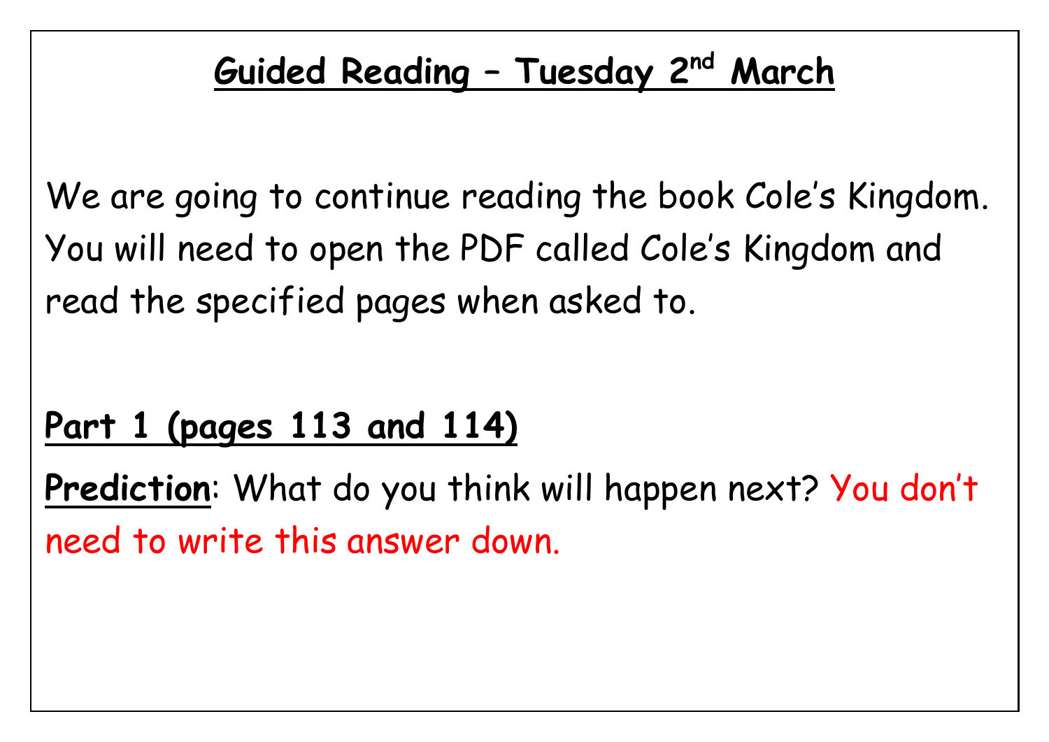# Guided Reading – Tuesday 2nd March

We are going to continue reading the book Cole's Kingdom. You will need to open the PDF called Cole's Kingdom and read the specified pages when asked to.

## Part 1 (pages 113 and 114)

**Prediction**: What do you think will happen next? You don't need to write this answer down.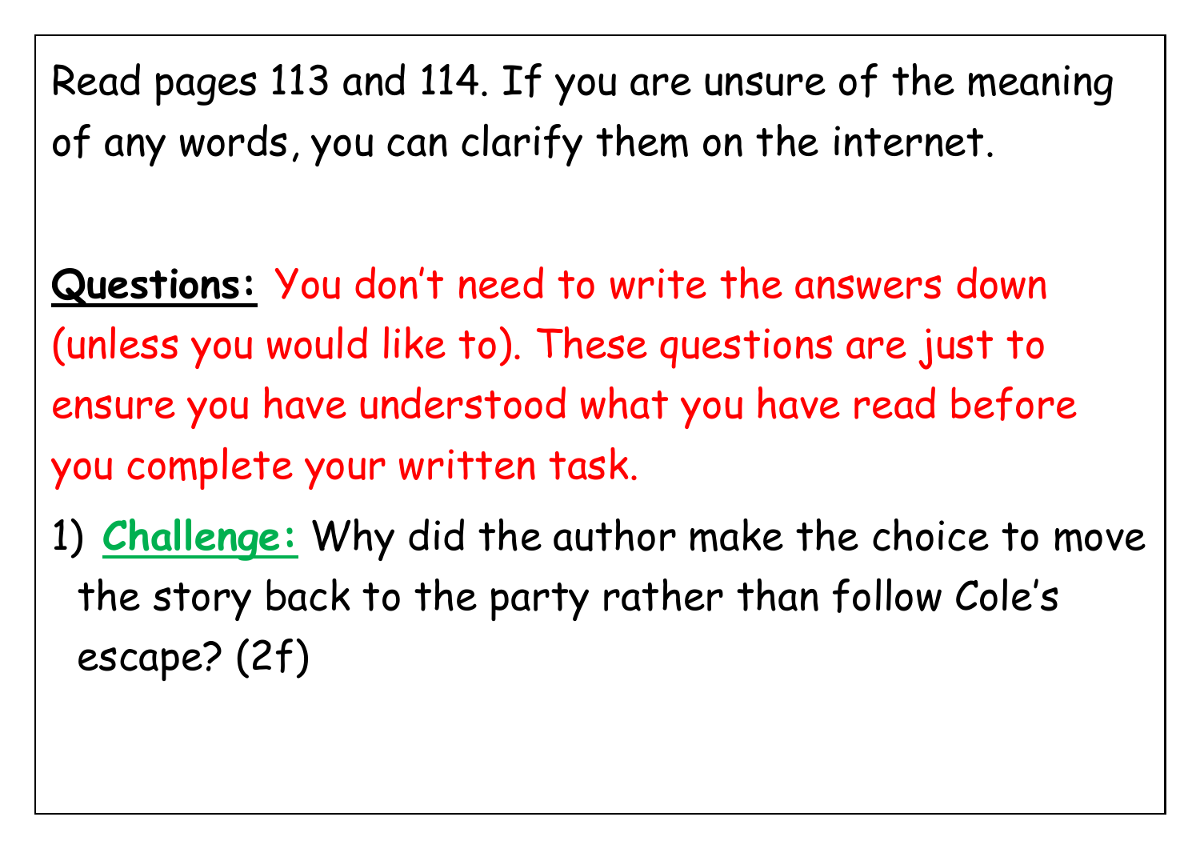Read pages 113 and 114. If you are unsure of the meaning of any words, you can clarify them on the internet.

**<u>Questions:</u>** You don't need to write the answers down (unless you would like to). These questions are just to ensure you have understood what you have read before you complete your written task.

1) **<u>Challenge:</u>** Why did the author make the choice to move the story back to the party rather than follow Cole's escape? (2f)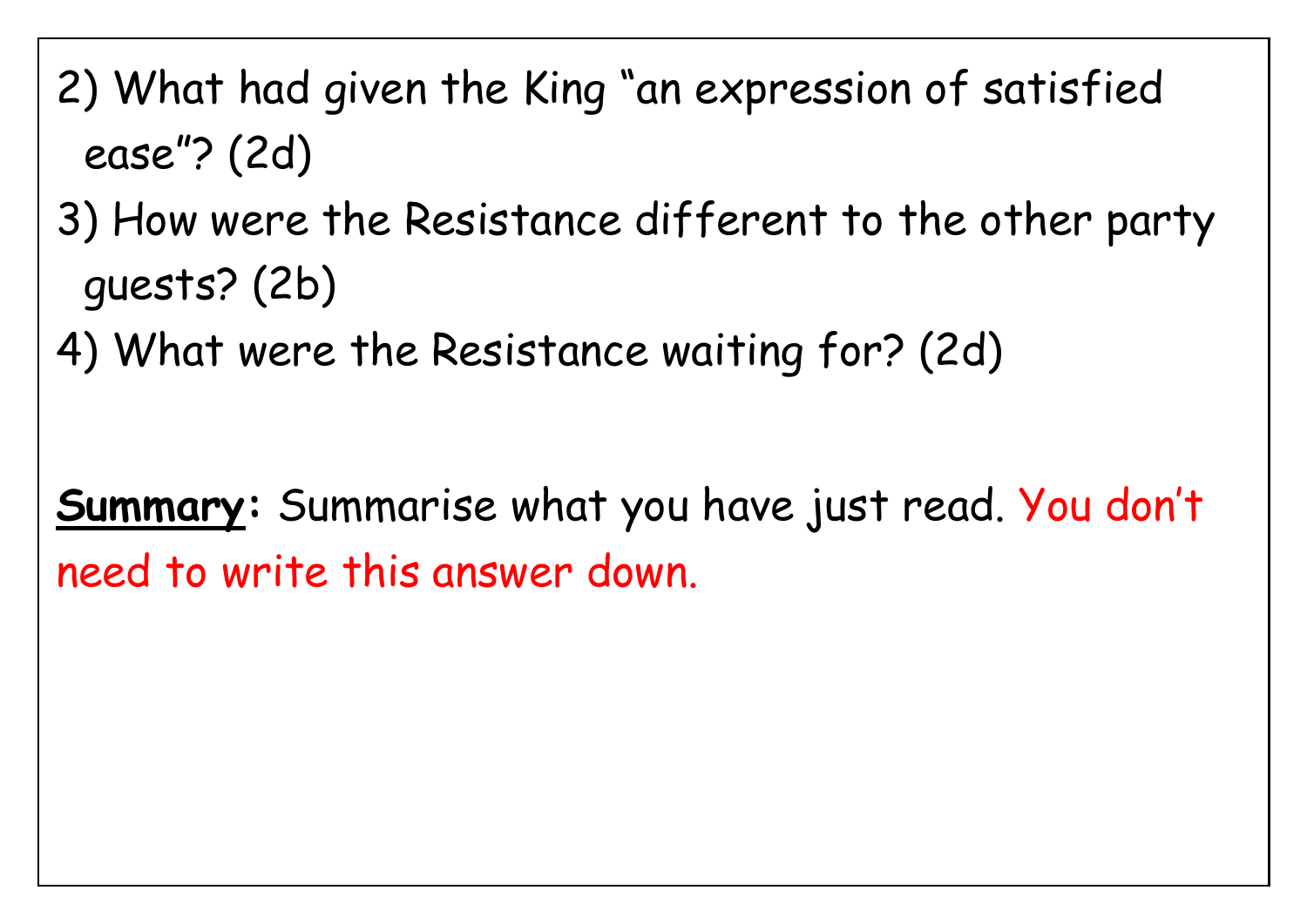2) What had given the King "an expression of satisfied ease"? (2d)

3) How were the Resistance different to the other party guests? (2b)

4) What were the Resistance waiting for? (2d)

**Summary:** Summarise what you have just read. You don't need to write this answer down.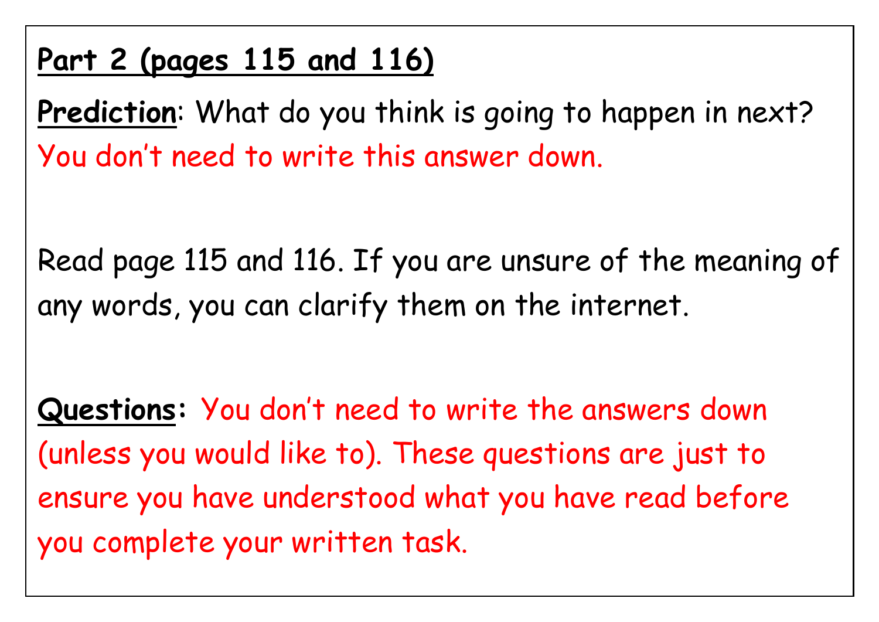## Part 2 (pages 115 and 116)

**Prediction**: What do you think is going to happen in next? You don't need to write this answer down.

Read page 115 and 116. If you are unsure of the meaning of any words, you can clarify them on the internet.

**Questions:** You don't need to write the answers down (unless you would like to). These questions are just to ensure you have understood what you have read before you complete your written task.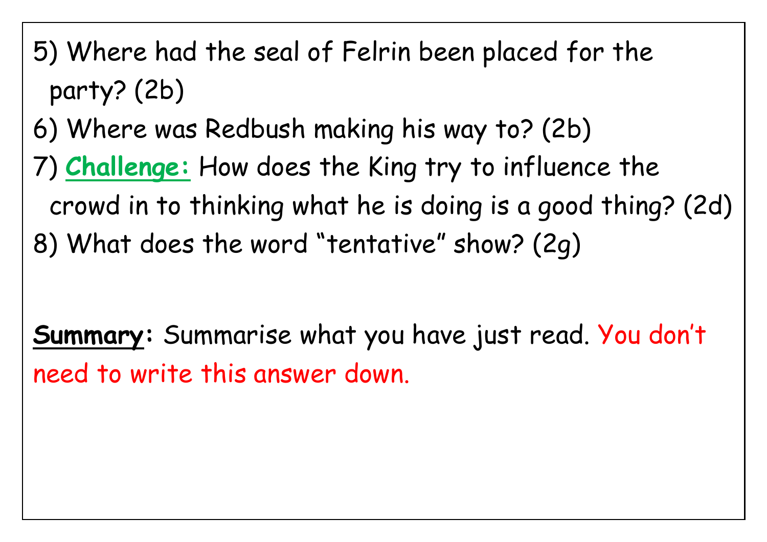5) Where had the seal of Felrin been placed for the party? (2b)

6) Where was Redbush making his way to? (2b)

7) **Challenge:** How does the King try to influence the crowd in to thinking what he is doing is a good thing? (2d)

8) What does the word "tentative" show? (2g)

**Summary:** Summarise what you have just read. You don't need to write this answer down.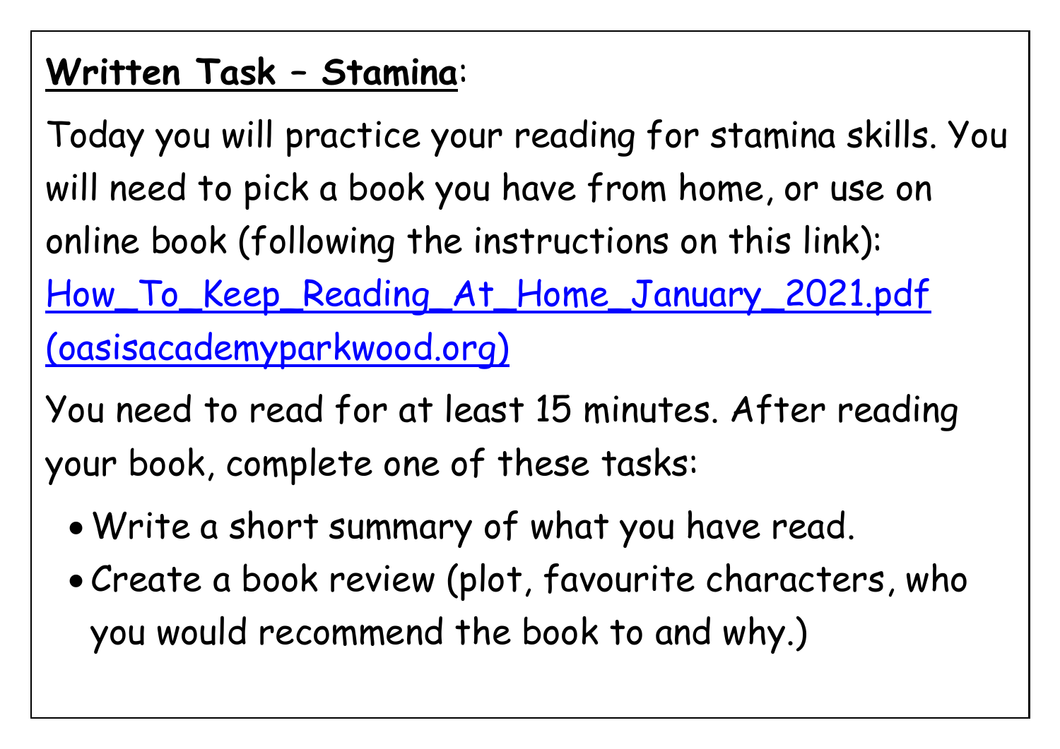**<u>Written Task – Stamina</u>**:

Today you will practice your reading for stamina skills. You will need to pick a book you have from home, or use on online book (following the instructions on this link): How_To_Keep_Reading_At_Home_January_2021.pdf (oasisacademyparkwood.org)

You need to read for at least 15 minutes. After reading your book, complete one of these tasks:

- Write a short summary of what you have read.
- Create a book review (plot, favourite characters, who you would recommend the book to and why.)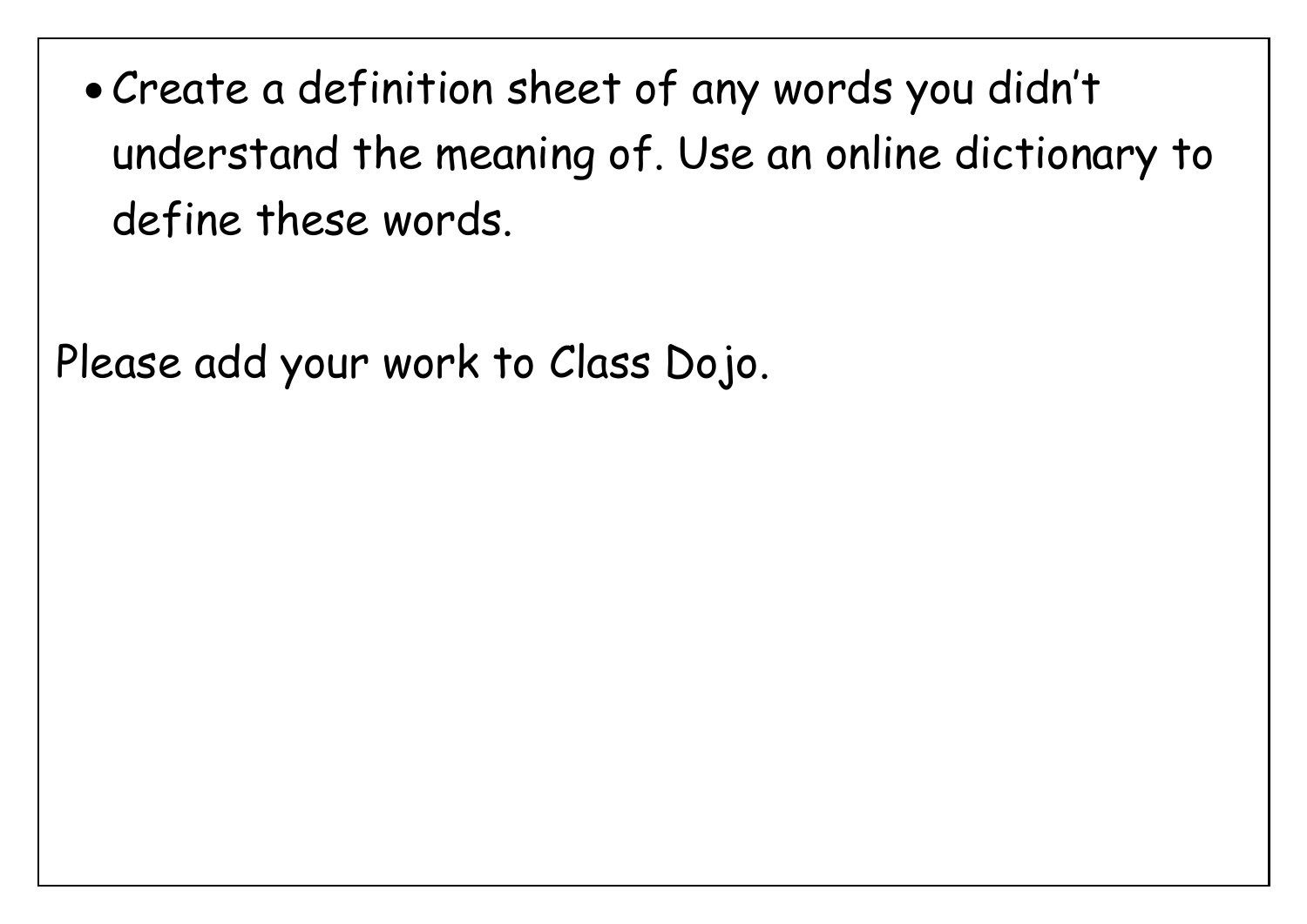- Create a definition sheet of any words you didn't understand the meaning of. Use an online dictionary to define these words.

Please add your work to Class Dojo.